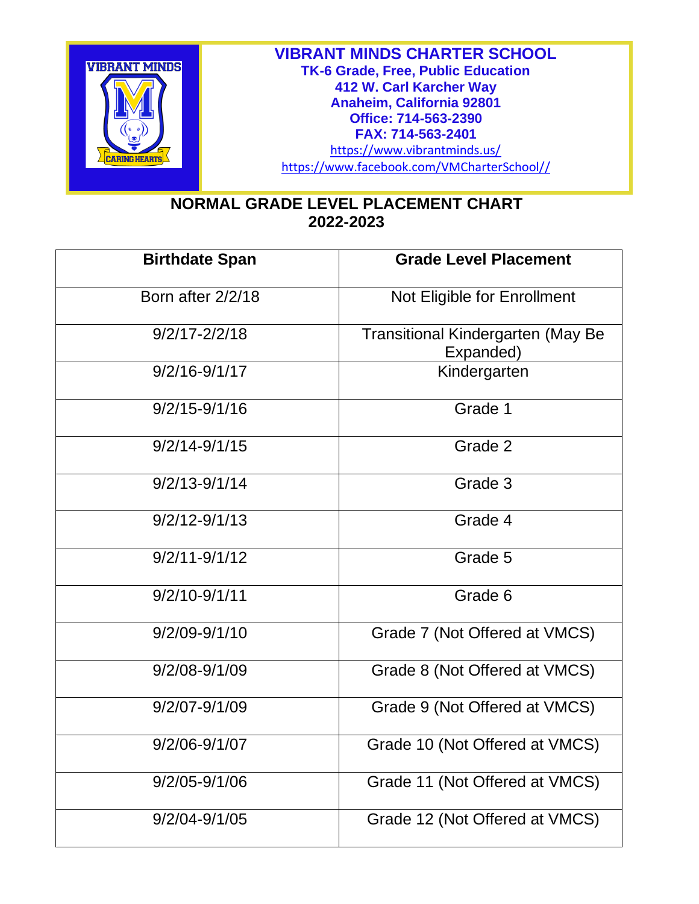# VIBRANT MINDS CHARTER SCHOOL

**TK-6 Grade, Free, Public Education**
**412 W. Carl Karcher Way**
**Anaheim, California 92801**
**Office: 714-563-2390**
**FAX: 714-563-2401**
https://www.vibrantminds.us/
https://www.facebook.com/VMCharterSchool//

## NORMAL GRADE LEVEL PLACEMENT CHART
## 2022-2023

| Birthdate Span | Grade Level Placement |
|---|---|
| Born after 2/2/18 | Not Eligible for Enrollment |
| 9/2/17-2/2/18 | Transitional Kindergarten (May Be Expanded) |
| 9/2/16-9/1/17 | Kindergarten |
| 9/2/15-9/1/16 | Grade 1 |
| 9/2/14-9/1/15 | Grade 2 |
| 9/2/13-9/1/14 | Grade 3 |
| 9/2/12-9/1/13 | Grade 4 |
| 9/2/11-9/1/12 | Grade 5 |
| 9/2/10-9/1/11 | Grade 6 |
| 9/2/09-9/1/10 | Grade 7 (Not Offered at VMCS) |
| 9/2/08-9/1/09 | Grade 8 (Not Offered at VMCS) |
| 9/2/07-9/1/09 | Grade 9 (Not Offered at VMCS) |
| 9/2/06-9/1/07 | Grade 10 (Not Offered at VMCS) |
| 9/2/05-9/1/06 | Grade 11 (Not Offered at VMCS) |
| 9/2/04-9/1/05 | Grade 12 (Not Offered at VMCS) |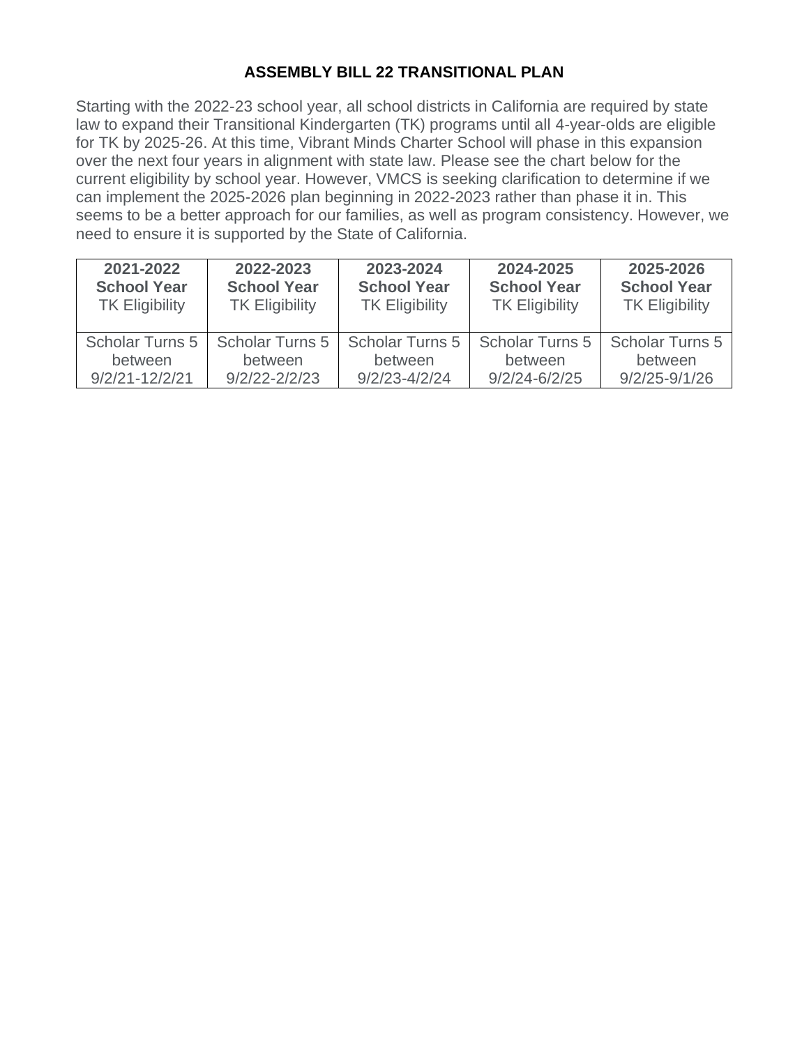# ASSEMBLY BILL 22 TRANSITIONAL PLAN

Starting with the 2022-23 school year, all school districts in California are required by state law to expand their Transitional Kindergarten (TK) programs until all 4-year-olds are eligible for TK by 2025-26. At this time, Vibrant Minds Charter School will phase in this expansion over the next four years in alignment with state law. Please see the chart below for the current eligibility by school year. However, VMCS is seeking clarification to determine if we can implement the 2025-2026 plan beginning in 2022-2023 rather than phase it in. This seems to be a better approach for our families, as well as program consistency. However, we need to ensure it is supported by the State of California.

| **2021-2022 School Year** TK Eligibility | **2022-2023 School Year** TK Eligibility | **2023-2024 School Year** TK Eligibility | **2024-2025 School Year** TK Eligibility | **2025-2026 School Year** TK Eligibility |
|---|---|---|---|---|
| Scholar Turns 5 between 9/2/21-12/2/21 | Scholar Turns 5 between 9/2/22-2/2/23 | Scholar Turns 5 between 9/2/23-4/2/24 | Scholar Turns 5 between 9/2/24-6/2/25 | Scholar Turns 5 between 9/2/25-9/1/26 |